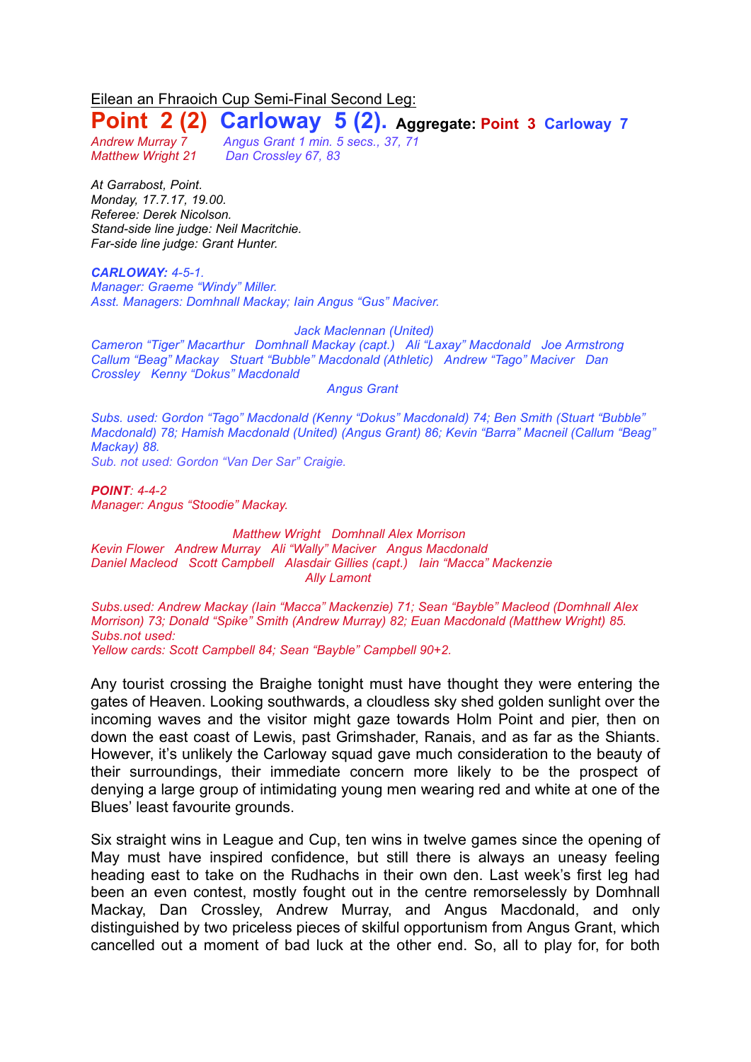Eilean an Fhraoich Cup Semi-Final Second Leg:

# Point 2 (2) Carloway 5 (2). **Aggregate: Point 3 Carloway 7**

*Andrew Murray 7* *Angus Grant 1 min. 5 secs., 37, 71*
*Matthew Wright 21* *Dan Crossley 67, 83*

*At Garrabost, Point.*
*Monday, 17.7.17, 19.00.*
*Referee: Derek Nicolson.*
*Stand-side line judge: Neil Macritchie.*
*Far-side line judge: Grant Hunter.*

***CARLOWAY:*** *4-5-1.*
*Manager: Graeme "Windy" Miller.*
*Asst. Managers: Domhnall Mackay; Iain Angus "Gus" Maciver.*

*Jack Maclennan (United)*
*Cameron "Tiger" Macarthur Domhnall Mackay (capt.) Ali "Laxay" Macdonald Joe Armstrong*
*Callum "Beag" Mackay Stuart "Bubble" Macdonald (Athletic) Andrew "Tago" Maciver Dan Crossley Kenny "Dokus" Macdonald*
*Angus Grant*

*Subs. used: Gordon "Tago" Macdonald (Kenny "Dokus" Macdonald) 74; Ben Smith (Stuart "Bubble" Macdonald) 78; Hamish Macdonald (United) (Angus Grant) 86; Kevin "Barra" Macneil (Callum "Beag" Mackay) 88.*
*Sub. not used: Gordon "Van Der Sar" Craigie.*

***POINT****: 4-4-2*
*Manager: Angus "Stoodie" Mackay.*

*Matthew Wright Domhnall Alex Morrison*
*Kevin Flower Andrew Murray Ali "Wally" Maciver Angus Macdonald*
*Daniel Macleod Scott Campbell Alasdair Gillies (capt.) Iain "Macca" Mackenzie*
*Ally Lamont*

*Subs.used: Andrew Mackay (Iain "Macca" Mackenzie) 71; Sean "Bayble" Macleod (Domhnall Alex Morrison) 73; Donald "Spike" Smith (Andrew Murray) 82; Euan Macdonald (Matthew Wright) 85.*
*Subs.not used:*
*Yellow cards: Scott Campbell 84; Sean "Bayble" Campbell 90+2.*

Any tourist crossing the Braighe tonight must have thought they were entering the gates of Heaven. Looking southwards, a cloudless sky shed golden sunlight over the incoming waves and the visitor might gaze towards Holm Point and pier, then on down the east coast of Lewis, past Grimshader, Ranais, and as far as the Shiants. However, it's unlikely the Carloway squad gave much consideration to the beauty of their surroundings, their immediate concern more likely to be the prospect of denying a large group of intimidating young men wearing red and white at one of the Blues' least favourite grounds.

Six straight wins in League and Cup, ten wins in twelve games since the opening of May must have inspired confidence, but still there is always an uneasy feeling heading east to take on the Rudhachs in their own den. Last week's first leg had been an even contest, mostly fought out in the centre remorselessly by Domhnall Mackay, Dan Crossley, Andrew Murray, and Angus Macdonald, and only distinguished by two priceless pieces of skilful opportunism from Angus Grant, which cancelled out a moment of bad luck at the other end. So, all to play for, for both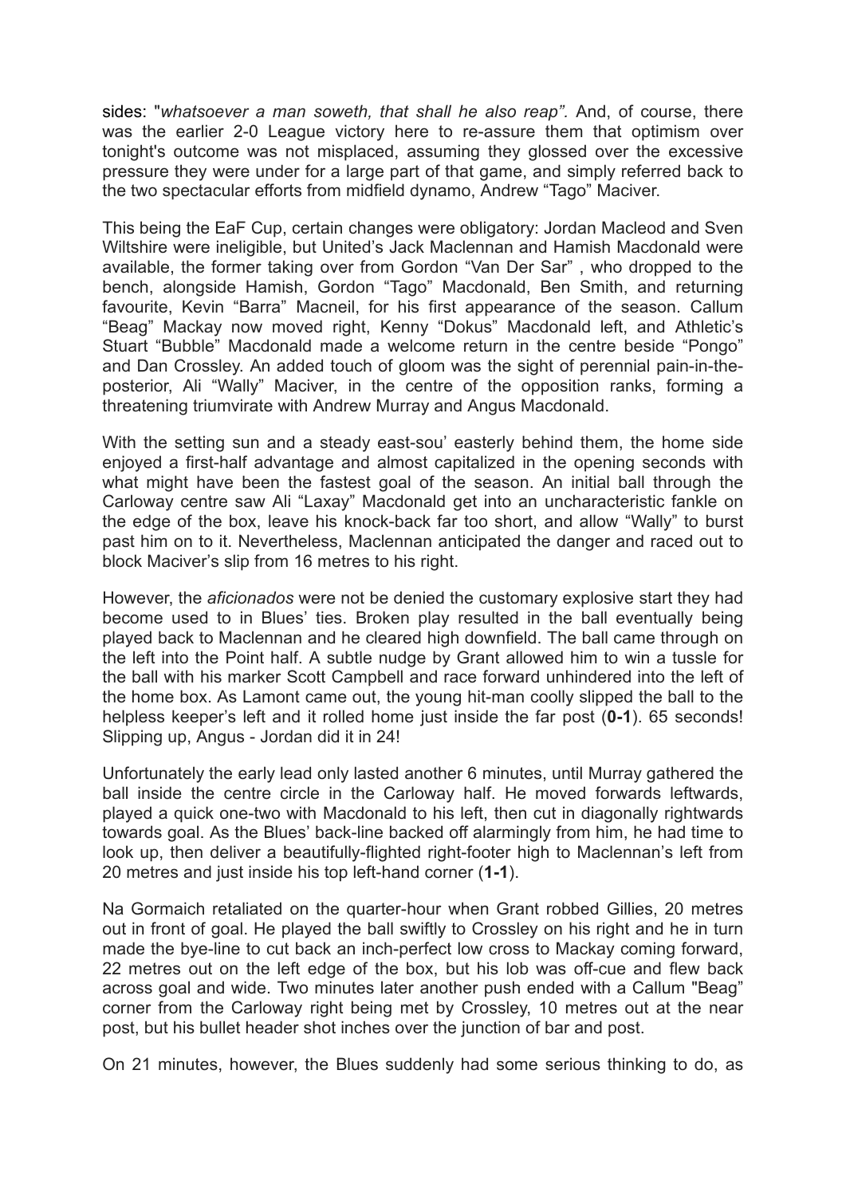sides: "*whatsoever a man soweth, that shall he also reap"*. And, of course, there was the earlier 2-0 League victory here to re-assure them that optimism over tonight's outcome was not misplaced, assuming they glossed over the excessive pressure they were under for a large part of that game, and simply referred back to the two spectacular efforts from midfield dynamo, Andrew "Tago" Maciver.

This being the EaF Cup, certain changes were obligatory: Jordan Macleod and Sven Wiltshire were ineligible, but United's Jack Maclennan and Hamish Macdonald were available, the former taking over from Gordon "Van Der Sar" , who dropped to the bench, alongside Hamish, Gordon "Tago" Macdonald, Ben Smith, and returning favourite, Kevin "Barra" Macneil, for his first appearance of the season. Callum "Beag" Mackay now moved right, Kenny "Dokus" Macdonald left, and Athletic's Stuart "Bubble" Macdonald made a welcome return in the centre beside "Pongo" and Dan Crossley. An added touch of gloom was the sight of perennial pain-in-the-posterior, Ali "Wally" Maciver, in the centre of the opposition ranks, forming a threatening triumvirate with Andrew Murray and Angus Macdonald.

With the setting sun and a steady east-sou' easterly behind them, the home side enjoyed a first-half advantage and almost capitalized in the opening seconds with what might have been the fastest goal of the season. An initial ball through the Carloway centre saw Ali "Laxay" Macdonald get into an uncharacteristic fankle on the edge of the box, leave his knock-back far too short, and allow "Wally" to burst past him on to it. Nevertheless, Maclennan anticipated the danger and raced out to block Maciver's slip from 16 metres to his right.

However, the *aficionados* were not be denied the customary explosive start they had become used to in Blues' ties. Broken play resulted in the ball eventually being played back to Maclennan and he cleared high downfield. The ball came through on the left into the Point half. A subtle nudge by Grant allowed him to win a tussle for the ball with his marker Scott Campbell and race forward unhindered into the left of the home box. As Lamont came out, the young hit-man coolly slipped the ball to the helpless keeper's left and it rolled home just inside the far post (**0-1**). 65 seconds! Slipping up, Angus - Jordan did it in 24!

Unfortunately the early lead only lasted another 6 minutes, until Murray gathered the ball inside the centre circle in the Carloway half. He moved forwards leftwards, played a quick one-two with Macdonald to his left, then cut in diagonally rightwards towards goal. As the Blues' back-line backed off alarmingly from him, he had time to look up, then deliver a beautifully-flighted right-footer high to Maclennan's left from 20 metres and just inside his top left-hand corner (**1-1**).

Na Gormaich retaliated on the quarter-hour when Grant robbed Gillies, 20 metres out in front of goal. He played the ball swiftly to Crossley on his right and he in turn made the bye-line to cut back an inch-perfect low cross to Mackay coming forward, 22 metres out on the left edge of the box, but his lob was off-cue and flew back across goal and wide. Two minutes later another push ended with a Callum "Beag" corner from the Carloway right being met by Crossley, 10 metres out at the near post, but his bullet header shot inches over the junction of bar and post.

On 21 minutes, however, the Blues suddenly had some serious thinking to do, as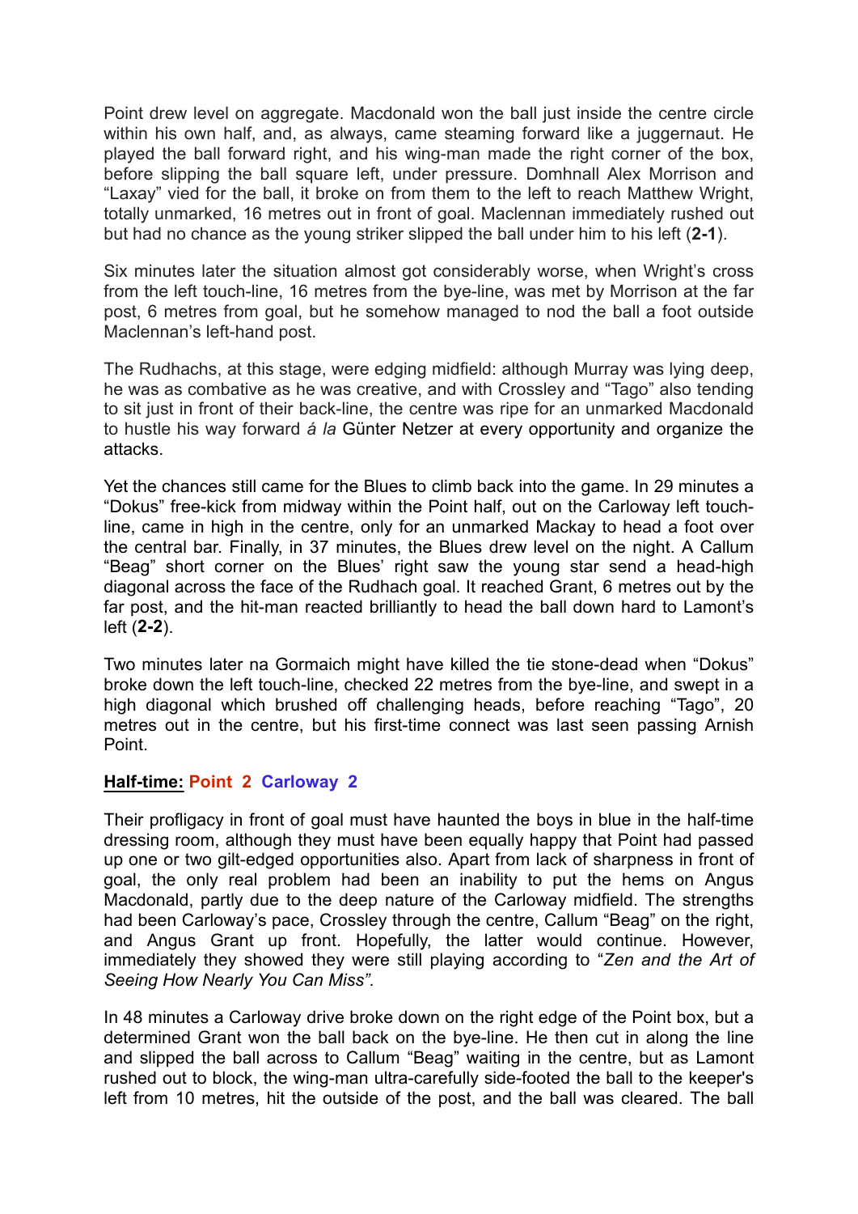Point drew level on aggregate. Macdonald won the ball just inside the centre circle within his own half, and, as always, came steaming forward like a juggernaut. He played the ball forward right, and his wing-man made the right corner of the box, before slipping the ball square left, under pressure. Domhnall Alex Morrison and "Laxay" vied for the ball, it broke on from them to the left to reach Matthew Wright, totally unmarked, 16 metres out in front of goal. Maclennan immediately rushed out but had no chance as the young striker slipped the ball under him to his left (**2-1**).

Six minutes later the situation almost got considerably worse, when Wright's cross from the left touch-line, 16 metres from the bye-line, was met by Morrison at the far post, 6 metres from goal, but he somehow managed to nod the ball a foot outside Maclennan's left-hand post.

The Rudhachs, at this stage, were edging midfield: although Murray was lying deep, he was as combative as he was creative, and with Crossley and "Tago" also tending to sit just in front of their back-line, the centre was ripe for an unmarked Macdonald to hustle his way forward *á la* Günter Netzer at every opportunity and organize the attacks.

Yet the chances still came for the Blues to climb back into the game. In 29 minutes a "Dokus" free-kick from midway within the Point half, out on the Carloway left touch-line, came in high in the centre, only for an unmarked Mackay to head a foot over the central bar. Finally, in 37 minutes, the Blues drew level on the night. A Callum "Beag" short corner on the Blues' right saw the young star send a head-high diagonal across the face of the Rudhach goal. It reached Grant, 6 metres out by the far post, and the hit-man reacted brilliantly to head the ball down hard to Lamont's left (**2-2**).

Two minutes later na Gormaich might have killed the tie stone-dead when "Dokus" broke down the left touch-line, checked 22 metres from the bye-line, and swept in a high diagonal which brushed off challenging heads, before reaching "Tago", 20 metres out in the centre, but his first-time connect was last seen passing Arnish Point.

**Half-time: Point 2 Carloway 2**

Their profligacy in front of goal must have haunted the boys in blue in the half-time dressing room, although they must have been equally happy that Point had passed up one or two gilt-edged opportunities also. Apart from lack of sharpness in front of goal, the only real problem had been an inability to put the hems on Angus Macdonald, partly due to the deep nature of the Carloway midfield. The strengths had been Carloway's pace, Crossley through the centre, Callum "Beag" on the right, and Angus Grant up front. Hopefully, the latter would continue. However, immediately they showed they were still playing according to "*Zen and the Art of Seeing How Nearly You Can Miss"*.

In 48 minutes a Carloway drive broke down on the right edge of the Point box, but a determined Grant won the ball back on the bye-line. He then cut in along the line and slipped the ball across to Callum "Beag" waiting in the centre, but as Lamont rushed out to block, the wing-man ultra-carefully side-footed the ball to the keeper's left from 10 metres, hit the outside of the post, and the ball was cleared. The ball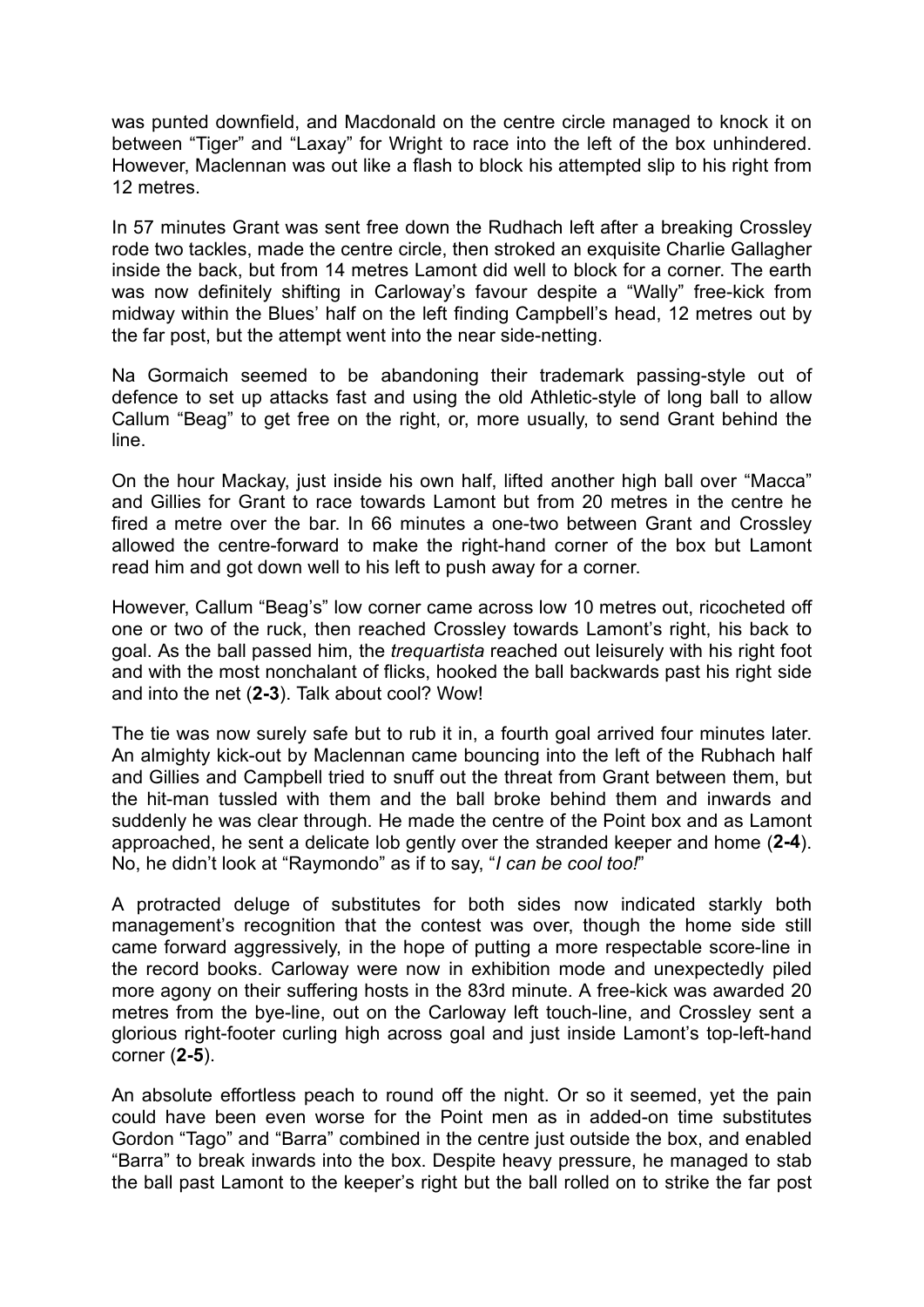was punted downfield, and Macdonald on the centre circle managed to knock it on between "Tiger" and "Laxay" for Wright to race into the left of the box unhindered. However, Maclennan was out like a flash to block his attempted slip to his right from 12 metres.

In 57 minutes Grant was sent free down the Rudhach left after a breaking Crossley rode two tackles, made the centre circle, then stroked an exquisite Charlie Gallagher inside the back, but from 14 metres Lamont did well to block for a corner. The earth was now definitely shifting in Carloway's favour despite a "Wally" free-kick from midway within the Blues' half on the left finding Campbell's head, 12 metres out by the far post, but the attempt went into the near side-netting.

Na Gormaich seemed to be abandoning their trademark passing-style out of defence to set up attacks fast and using the old Athletic-style of long ball to allow Callum "Beag" to get free on the right, or, more usually, to send Grant behind the line.

On the hour Mackay, just inside his own half, lifted another high ball over "Macca" and Gillies for Grant to race towards Lamont but from 20 metres in the centre he fired a metre over the bar. In 66 minutes a one-two between Grant and Crossley allowed the centre-forward to make the right-hand corner of the box but Lamont read him and got down well to his left to push away for a corner.

However, Callum "Beag's" low corner came across low 10 metres out, ricocheted off one or two of the ruck, then reached Crossley towards Lamont's right, his back to goal. As the ball passed him, the *trequartista* reached out leisurely with his right foot and with the most nonchalant of flicks, hooked the ball backwards past his right side and into the net (**2-3**). Talk about cool? Wow!

The tie was now surely safe but to rub it in, a fourth goal arrived four minutes later. An almighty kick-out by Maclennan came bouncing into the left of the Rubhach half and Gillies and Campbell tried to snuff out the threat from Grant between them, but the hit-man tussled with them and the ball broke behind them and inwards and suddenly he was clear through. He made the centre of the Point box and as Lamont approached, he sent a delicate lob gently over the stranded keeper and home (**2-4**). No, he didn't look at "Raymondo" as if to say, "*I can be cool too!*"

A protracted deluge of substitutes for both sides now indicated starkly both management's recognition that the contest was over, though the home side still came forward aggressively, in the hope of putting a more respectable score-line in the record books. Carloway were now in exhibition mode and unexpectedly piled more agony on their suffering hosts in the 83rd minute. A free-kick was awarded 20 metres from the bye-line, out on the Carloway left touch-line, and Crossley sent a glorious right-footer curling high across goal and just inside Lamont's top-left-hand corner (**2-5**).

An absolute effortless peach to round off the night. Or so it seemed, yet the pain could have been even worse for the Point men as in added-on time substitutes Gordon "Tago" and "Barra" combined in the centre just outside the box, and enabled "Barra" to break inwards into the box. Despite heavy pressure, he managed to stab the ball past Lamont to the keeper's right but the ball rolled on to strike the far post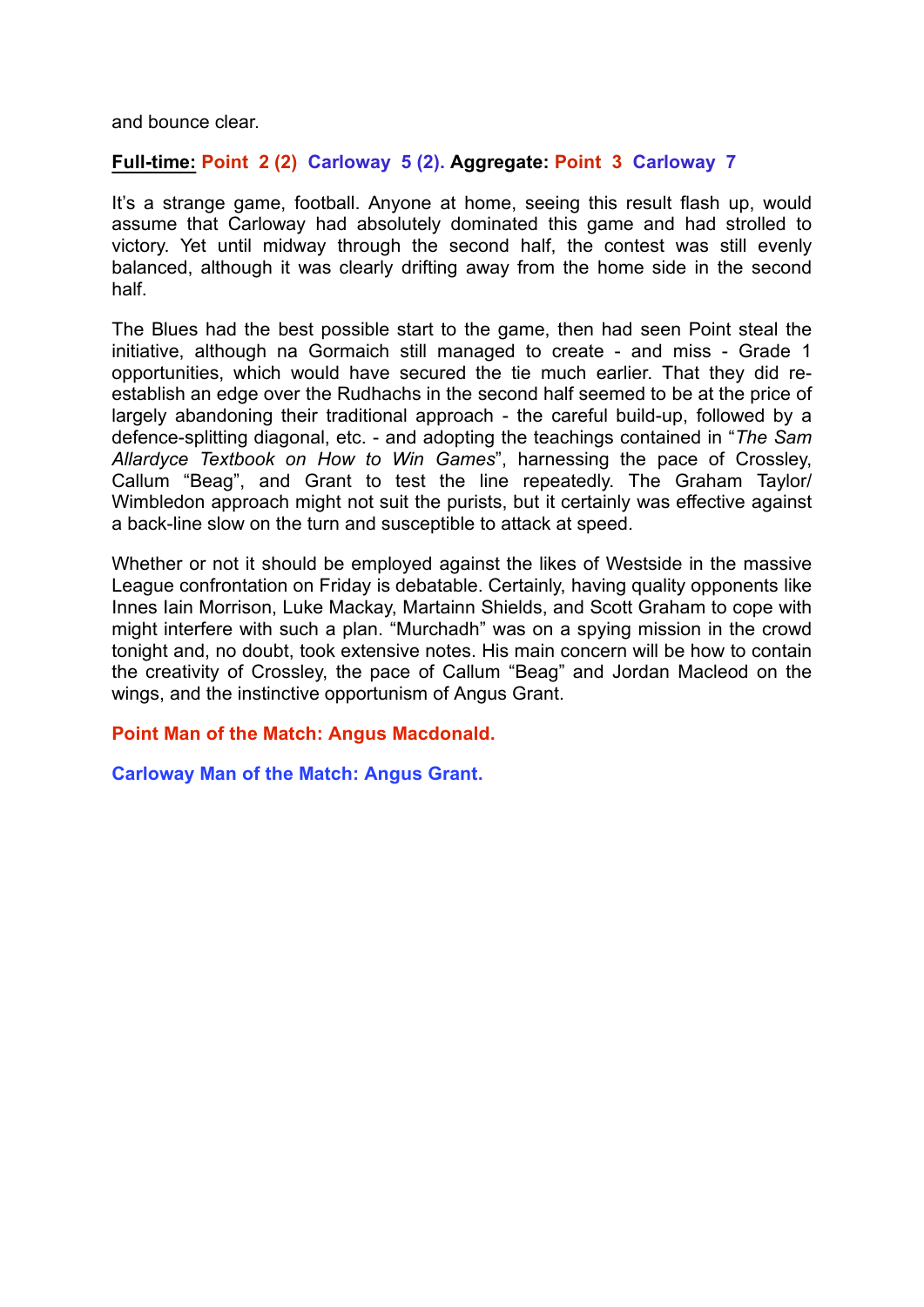and bounce clear.

**Full-time: Point 2 (2) Carloway 5 (2). Aggregate: Point 3 Carloway 7**

It's a strange game, football. Anyone at home, seeing this result flash up, would assume that Carloway had absolutely dominated this game and had strolled to victory. Yet until midway through the second half, the contest was still evenly balanced, although it was clearly drifting away from the home side in the second half.

The Blues had the best possible start to the game, then had seen Point steal the initiative, although na Gormaich still managed to create - and miss - Grade 1 opportunities, which would have secured the tie much earlier. That they did re-establish an edge over the Rudhachs in the second half seemed to be at the price of largely abandoning their traditional approach - the careful build-up, followed by a defence-splitting diagonal, etc. - and adopting the teachings contained in "*The Sam Allardyce Textbook on How to Win Games*", harnessing the pace of Crossley, Callum "Beag", and Grant to test the line repeatedly. The Graham Taylor/ Wimbledon approach might not suit the purists, but it certainly was effective against a back-line slow on the turn and susceptible to attack at speed.

Whether or not it should be employed against the likes of Westside in the massive League confrontation on Friday is debatable. Certainly, having quality opponents like Innes Iain Morrison, Luke Mackay, Martainn Shields, and Scott Graham to cope with might interfere with such a plan. "Murchadh" was on a spying mission in the crowd tonight and, no doubt, took extensive notes. His main concern will be how to contain the creativity of Crossley, the pace of Callum "Beag" and Jordan Macleod on the wings, and the instinctive opportunism of Angus Grant.

**Point Man of the Match: Angus Macdonald.**

**Carloway Man of the Match: Angus Grant.**